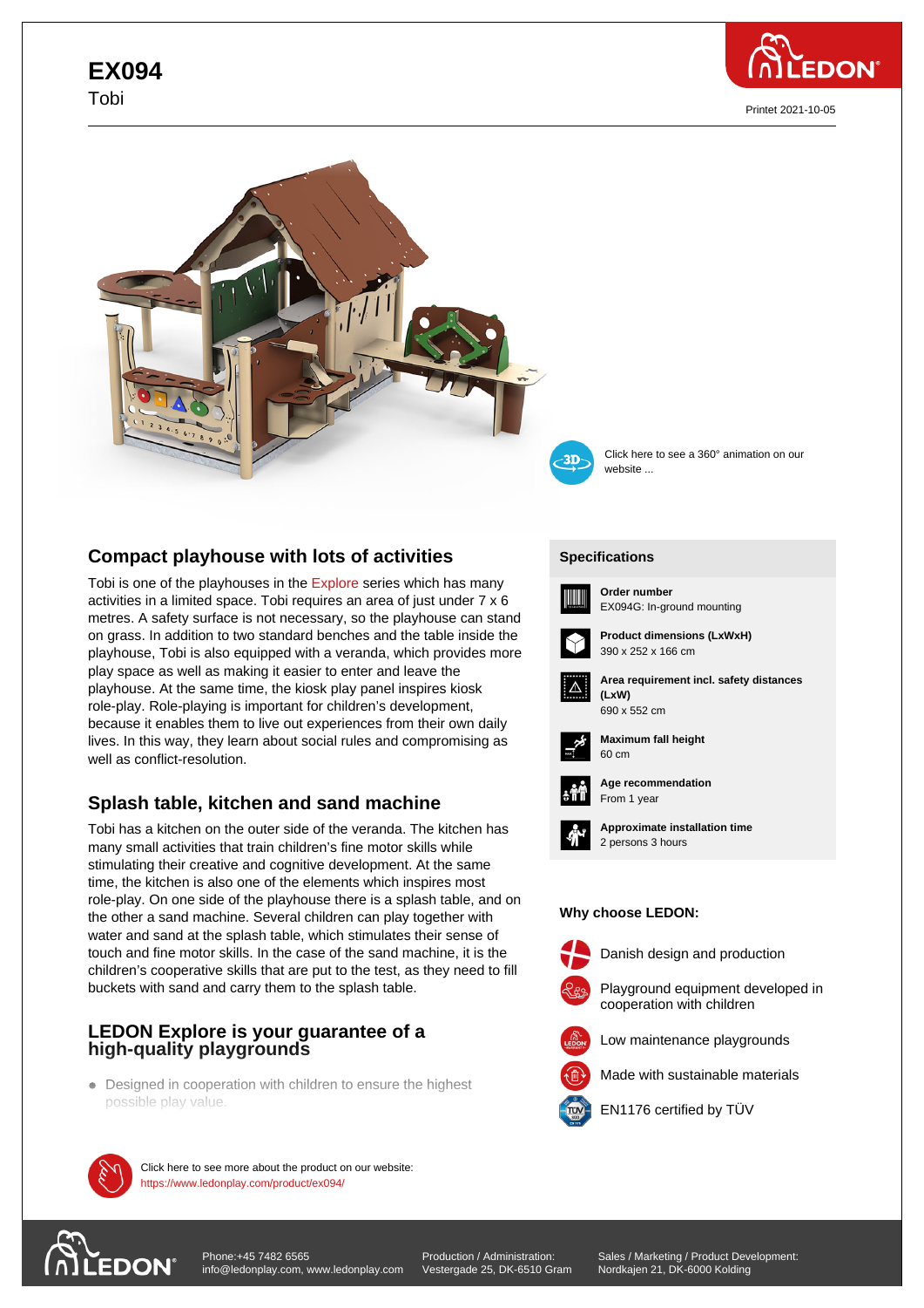# EX094

Tobi

Printet 2021-10-05

Click here to see a 360° animation on our website ...

## Compact playhouse with lots of activities

Tobi is one of the playhouses in the Explore series which has many activities in a limited space. Tobi requires an area of just under 7 x 6 metres. A safety surface is not necessary, so the playhouse can stand on grass. In addition to two standard benches and the table inside the playhouse, Tobi is also equipped with a veranda, which provides more play space as well as making it easier to enter and leave the playhouse. At the same time, the kiosk play panel inspires kiosk role-play. Role-playing is important for children's development, because it enables them to live out experiences from their own daily lives. In this way, they learn about social rules and compromising as well as conflict-resolution.

## Splash table, kitchen and sand machine

Tobi has a kitchen on the outer side of the veranda. The kitchen has many small activities that train children's fine motor skills while stimulating their creative and cognitive development. At the same time, the kitchen is also one of the elements which inspires most role-play. On one side of the playhouse there is a splash table, and on the other a sand machine. Several children can play together with water and sand at the splash table, which stimulates their sense of touch and fine motor skills. In the case of the sand machine, it is the children's cooperative skills that are put to the test, as they need to fill buckets with sand and carry them to the splash table.

## LEDON Explore is your guarantee of a high-quality playgrounds

- Designed in cooperation with children to ensure the highest possible play value.

Click here to see more about the product on our website:
https://www.ledonplay.com/product/ex094/

### Specifications

**Order number**
EX094G: In-ground mounting

**Product dimensions (LxWxH)**
390 x 252 x 166 cm

**Area requirement incl. safety distances (LxW)**
690 x 552 cm

**Maximum fall height**
60 cm

**Age recommendation**
From 1 year

**Approximate installation time**
2 persons 3 hours

### Why choose LEDON:

- Danish design and production
- Playground equipment developed in cooperation with children
- Low maintenance playgrounds
- Made with sustainable materials
- EN1176 certified by TÜV

Phone:+45 7482 6565
info@ledonplay.com, www.ledonplay.com

Production / Administration:
Vestergade 25, DK-6510 Gram

Sales / Marketing / Product Development:
Nordkajen 21, DK-6000 Kolding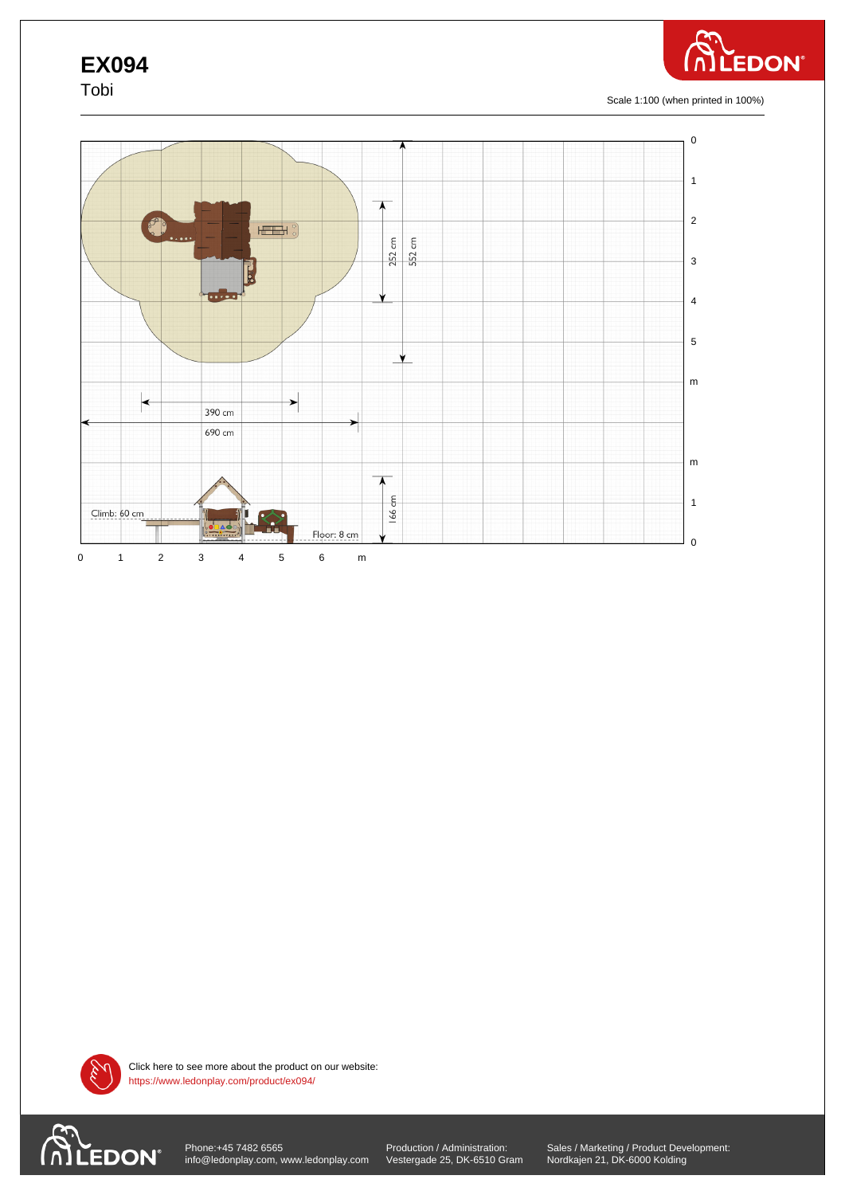# EX094

Tobi

Scale 1:100 (when printed in 100%)

252 cm

552 cm

390 cm

690 cm

166 cm

Climb: 60 cm

Floor: 8 cm

0
1
2
3
4
5
m

0
1
2
3
4
5
6
m

m
1
0

Click here to see more about the product on our website:
https://www.ledonplay.com/product/ex094/

Phone:+45 7482 6565
info@ledonplay.com, www.ledonplay.com

Production / Administration:
Vestergade 25, DK-6510 Gram

Sales / Marketing / Product Development:
Nordkajen 21, DK-6000 Kolding